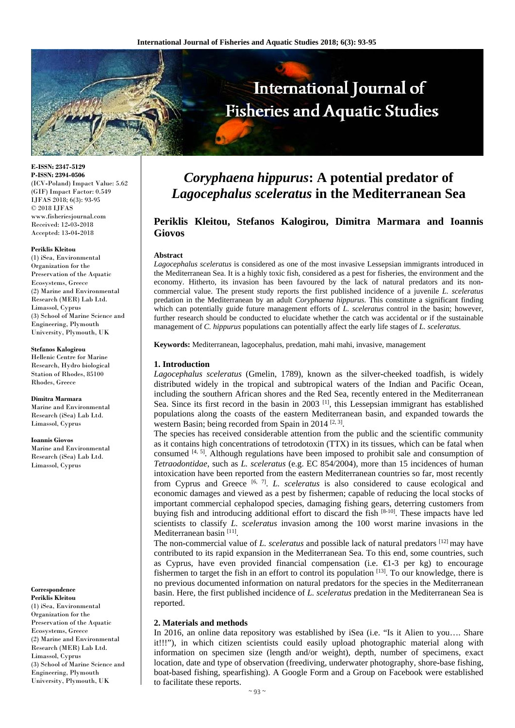# *Coryphaena hippurus*: A potential predator of *Lagocephalus sceleratus* in the Mediterranean Sea

**Periklis Kleitou, Stefanos Kalogirou, Dimitra Marmara and Ioannis Giovos**

E-ISSN: 2347-5129
P-ISSN: 2394-0506
(ICV-Poland) Impact Value: 5.62
(GIF) Impact Factor: 0.549
IJFAS 2018; 6(3): 93-95
© 2018 IJFAS
www.fisheriesjournal.com
Received: 12-03-2018
Accepted: 13-04-2018

**Periklis Kleitou**
(1) iSea, Environmental Organization for the Preservation of the Aquatic Ecosystems, Greece
(2) Marine and Environmental Research (MER) Lab Ltd. Limassol, Cyprus
(3) School of Marine Science and Engineering, Plymouth University, Plymouth, UK

**Stefanos Kalogirou**
Hellenic Centre for Marine Research, Hydro biological Station of Rhodes, 85100 Rhodes, Greece

**Dimitra Marmara**
Marine and Environmental Research (iSea) Lab Ltd. Limassol, Cyprus

**Ioannis Giovos**
Marine and Environmental Research (iSea) Lab Ltd. Limassol, Cyprus

**Correspondence**
**Periklis Kleitou**
(1) iSea, Environmental Organization for the Preservation of the Aquatic Ecosystems, Greece
(2) Marine and Environmental Research (MER) Lab Ltd. Limassol, Cyprus
(3) School of Marine Science and Engineering, Plymouth University, Plymouth, UK

### Abstract

*Lagocephalus sceleratus* is considered as one of the most invasive Lessepsian immigrants introduced in the Mediterranean Sea. It is a highly toxic fish, considered as a pest for fisheries, the environment and the economy. Hitherto, its invasion has been favoured by the lack of natural predators and its non-commercial value. The present study reports the first published incidence of a juvenile *L. sceleratus* predation in the Mediterranean by an adult *Coryphaena hippurus*. This constitute a significant finding which can potentially guide future management efforts of *L. sceleratus* control in the basin; however, further research should be conducted to elucidate whether the catch was accidental or if the sustainable management of *C. hippurus* populations can potentially affect the early life stages of *L. sceleratus.*

**Keywords:** Mediterranean, lagocephalus, predation, mahi mahi, invasive, management

## 1. Introduction

*Lagocephalus sceleratus* (Gmelin, 1789), known as the silver-cheeked toadfish, is widely distributed widely in the tropical and subtropical waters of the Indian and Pacific Ocean, including the southern African shores and the Red Sea, recently entered in the Mediterranean Sea. Since its first record in the basin in 2003 [1], this Lessepsian immigrant has established populations along the coasts of the eastern Mediterranean basin, and expanded towards the western Basin; being recorded from Spain in 2014 [2, 3].

The species has received considerable attention from the public and the scientific community as it contains high concentrations of tetrodotoxin (TTX) in its tissues, which can be fatal when consumed [4, 5]. Although regulations have been imposed to prohibit sale and consumption of *Tetraodontidae*, such as *L. sceleratus* (e.g. EC 854/2004), more than 15 incidences of human intoxication have been reported from the eastern Mediterranean countries so far, most recently from Cyprus and Greece [6, 7]. *L. sceleratus* is also considered to cause ecological and economic damages and viewed as a pest by fishermen; capable of reducing the local stocks of important commercial cephalopod species, damaging fishing gears, deterring customers from buying fish and introducing additional effort to discard the fish [8-10]. These impacts have led scientists to classify *L. sceleratus* invasion among the 100 worst marine invasions in the Mediterranean basin [11].

The non-commercial value of *L. sceleratus* and possible lack of natural predators [12] may have contributed to its rapid expansion in the Mediterranean Sea. To this end, some countries, such as Cyprus, have even provided financial compensation (i.e. €1-3 per kg) to encourage fishermen to target the fish in an effort to control its population [13]. To our knowledge, there is no previous documented information on natural predators for the species in the Mediterranean basin. Here, the first published incidence of *L. sceleratus* predation in the Mediterranean Sea is reported.

## 2. Materials and methods

In 2016, an online data repository was established by iSea (i.e. "Is it Alien to you…. Share it!!!"), in which citizen scientists could easily upload photographic material along with information on specimen size (length and/or weight), depth, number of specimens, exact location, date and type of observation (freediving, underwater photography, shore-base fishing, boat-based fishing, spearfishing). A Google Form and a Group on Facebook were established to facilitate these reports.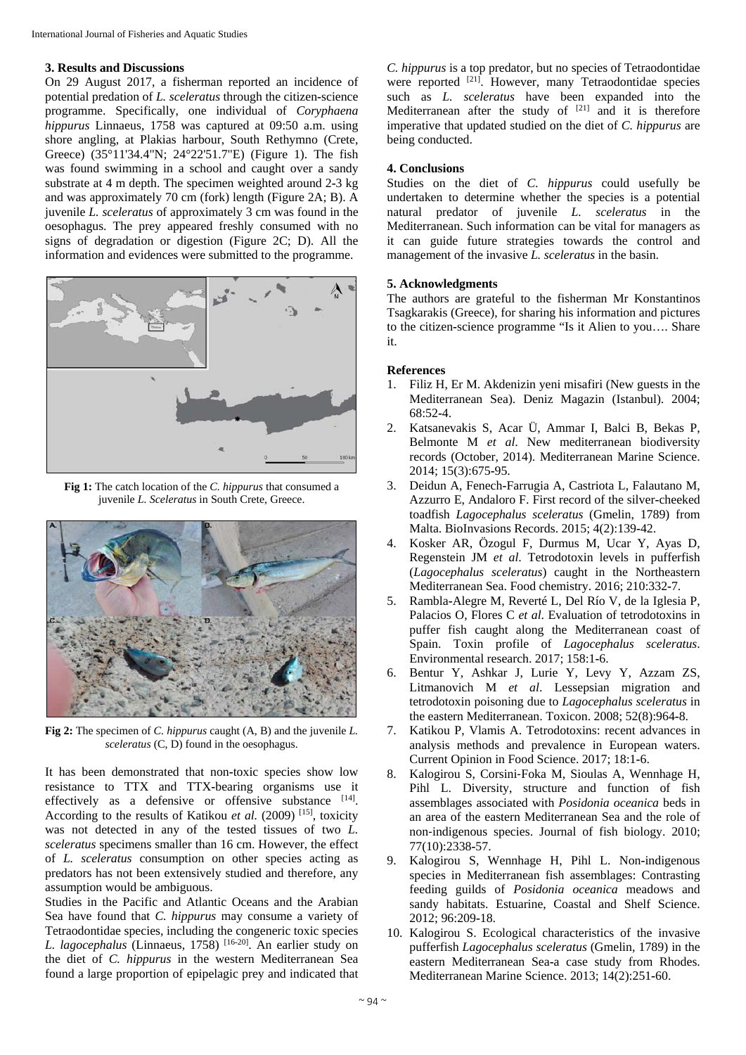### 3. Results and Discussions

On 29 August 2017, a fisherman reported an incidence of potential predation of *L. sceleratus* through the citizen-science programme. Specifically, one individual of *Coryphaena hippurus* Linnaeus, 1758 was captured at 09:50 a.m. using shore angling, at Plakias harbour, South Rethymno (Crete, Greece) (35°11'34.4"N; 24°22'51.7"E) (Figure 1). The fish was found swimming in a school and caught over a sandy substrate at 4 m depth. The specimen weighted around 2-3 kg and was approximately 70 cm (fork) length (Figure 2A; B). A juvenile *L. sceleratus* of approximately 3 cm was found in the oesophagus. The prey appeared freshly consumed with no signs of degradation or digestion (Figure 2C; D). All the information and evidences were submitted to the programme.

**Fig 1:** The catch location of the *C. hippurus* that consumed a juvenile *L. Sceleratus* in South Crete, Greece.

**Fig 2:** The specimen of *C. hippurus* caught (A, B) and the juvenile *L. sceleratus* (C, D) found in the oesophagus.

It has been demonstrated that non-toxic species show low resistance to TTX and TTX-bearing organisms use it effectively as a defensive or offensive substance [14]. According to the results of Katikou *et al.* (2009) [15], toxicity was not detected in any of the tested tissues of two *L. sceleratus* specimens smaller than 16 cm. However, the effect of *L. sceleratus* consumption on other species acting as predators has not been extensively studied and therefore, any assumption would be ambiguous.

Studies in the Pacific and Atlantic Oceans and the Arabian Sea have found that *C. hippurus* may consume a variety of Tetraodontidae species, including the congeneric toxic species *L. lagocephalus* (Linnaeus, 1758) [16-20]. An earlier study on the diet of *C. hippurus* in the western Mediterranean Sea found a large proportion of epipelagic prey and indicated that *C. hippurus* is a top predator, but no species of Tetraodontidae were reported [21]. However, many Tetraodontidae species such as *L. sceleratus* have been expanded into the Mediterranean after the study of [21] and it is therefore imperative that updated studied on the diet of *C. hippurus* are being conducted.

### 4. Conclusions

Studies on the diet of *C. hippurus* could usefully be undertaken to determine whether the species is a potential natural predator of juvenile *L. sceleratus* in the Mediterranean. Such information can be vital for managers as it can guide future strategies towards the control and management of the invasive *L. sceleratus* in the basin.

### 5. Acknowledgments

The authors are grateful to the fisherman Mr Konstantinos Tsagkarakis (Greece), for sharing his information and pictures to the citizen-science programme "Is it Alien to you…. Share it.

### References

1. Filiz H, Er M. Akdenizin yeni misafiri (New guests in the Mediterranean Sea). Deniz Magazin (Istanbul). 2004; 68:52-4.
2. Katsanevakis S, Acar Ü, Ammar I, Balci B, Bekas P, Belmonte M *et al.* New mediterranean biodiversity records (October, 2014). Mediterranean Marine Science. 2014; 15(3):675-95.
3. Deidun A, Fenech-Farrugia A, Castriota L, Falautano M, Azzurro E, Andaloro F. First record of the silver-cheeked toadfish *Lagocephalus sceleratus* (Gmelin, 1789) from Malta. BioInvasions Records. 2015; 4(2):139-42.
4. Kosker AR, Özogul F, Durmus M, Ucar Y, Ayas D, Regenstein JM *et al.* Tetrodotoxin levels in pufferfish (*Lagocephalus sceleratus*) caught in the Northeastern Mediterranean Sea. Food chemistry. 2016; 210:332-7.
5. Rambla-Alegre M, Reverté L, Del Río V, de la Iglesia P, Palacios O, Flores C *et al.* Evaluation of tetrodotoxins in puffer fish caught along the Mediterranean coast of Spain. Toxin profile of *Lagocephalus sceleratus*. Environmental research. 2017; 158:1-6.
6. Bentur Y, Ashkar J, Lurie Y, Levy Y, Azzam ZS, Litmanovich M *et al.* Lessepsian migration and tetrodotoxin poisoning due to *Lagocephalus sceleratus* in the eastern Mediterranean. Toxicon. 2008; 52(8):964-8.
7. Katikou P, Vlamis A. Tetrodotoxins: recent advances in analysis methods and prevalence in European waters. Current Opinion in Food Science. 2017; 18:1-6.
8. Kalogirou S, Corsini-Foka M, Sioulas A, Wennhage H, Pihl L. Diversity, structure and function of fish assemblages associated with *Posidonia oceanica* beds in an area of the eastern Mediterranean Sea and the role of non-indigenous species. Journal of fish biology. 2010; 77(10):2338-57.
9. Kalogirou S, Wennhage H, Pihl L. Non-indigenous species in Mediterranean fish assemblages: Contrasting feeding guilds of *Posidonia oceanica* meadows and sandy habitats. Estuarine, Coastal and Shelf Science. 2012; 96:209-18.
10. Kalogirou S. Ecological characteristics of the invasive pufferfish *Lagocephalus sceleratus* (Gmelin, 1789) in the eastern Mediterranean Sea-a case study from Rhodes. Mediterranean Marine Science. 2013; 14(2):251-60.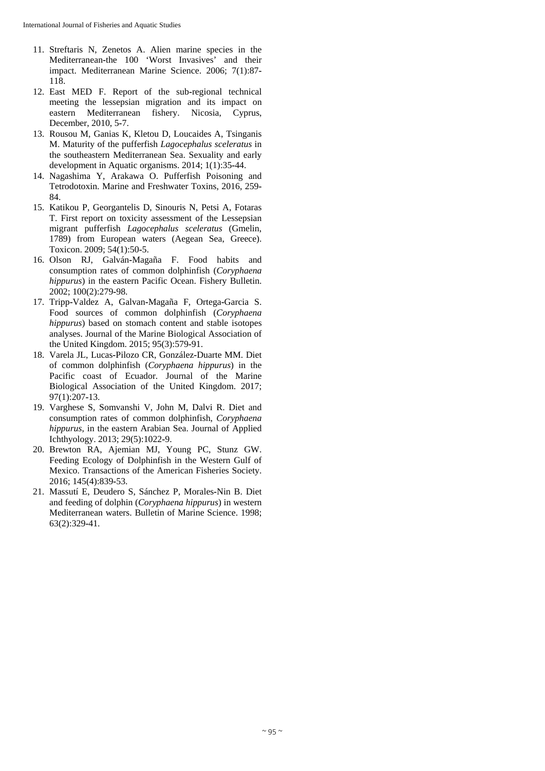11. Streftaris N, Zenetos A. Alien marine species in the Mediterranean-the 100 'Worst Invasives' and their impact. Mediterranean Marine Science. 2006; 7(1):87-118.
12. East MED F. Report of the sub-regional technical meeting the lessepsian migration and its impact on eastern Mediterranean fishery. Nicosia, Cyprus, December, 2010, 5-7.
13. Rousou M, Ganias K, Kletou D, Loucaides A, Tsinganis M. Maturity of the pufferfish *Lagocephalus sceleratus* in the southeastern Mediterranean Sea. Sexuality and early development in Aquatic organisms. 2014; 1(1):35-44.
14. Nagashima Y, Arakawa O. Pufferfish Poisoning and Tetrodotoxin. Marine and Freshwater Toxins, 2016, 259-84.
15. Katikou P, Georgantelis D, Sinouris N, Petsi A, Fotaras T. First report on toxicity assessment of the Lessepsian migrant pufferfish *Lagocephalus sceleratus* (Gmelin, 1789) from European waters (Aegean Sea, Greece). Toxicon. 2009; 54(1):50-5.
16. Olson RJ, Galván-Magaña F. Food habits and consumption rates of common dolphinfish (*Coryphaena hippurus*) in the eastern Pacific Ocean. Fishery Bulletin. 2002; 100(2):279-98.
17. Tripp-Valdez A, Galvan-Magaña F, Ortega-Garcia S. Food sources of common dolphinfish (*Coryphaena hippurus*) based on stomach content and stable isotopes analyses. Journal of the Marine Biological Association of the United Kingdom. 2015; 95(3):579-91.
18. Varela JL, Lucas-Pilozo CR, González-Duarte MM. Diet of common dolphinfish (*Coryphaena hippurus*) in the Pacific coast of Ecuador. Journal of the Marine Biological Association of the United Kingdom. 2017; 97(1):207-13.
19. Varghese S, Somvanshi V, John M, Dalvi R. Diet and consumption rates of common dolphinfish, *Coryphaena hippurus*, in the eastern Arabian Sea. Journal of Applied Ichthyology. 2013; 29(5):1022-9.
20. Brewton RA, Ajemian MJ, Young PC, Stunz GW. Feeding Ecology of Dolphinfish in the Western Gulf of Mexico. Transactions of the American Fisheries Society. 2016; 145(4):839-53.
21. Massutí E, Deudero S, Sánchez P, Morales-Nin B. Diet and feeding of dolphin (*Coryphaena hippurus*) in western Mediterranean waters. Bulletin of Marine Science. 1998; 63(2):329-41.